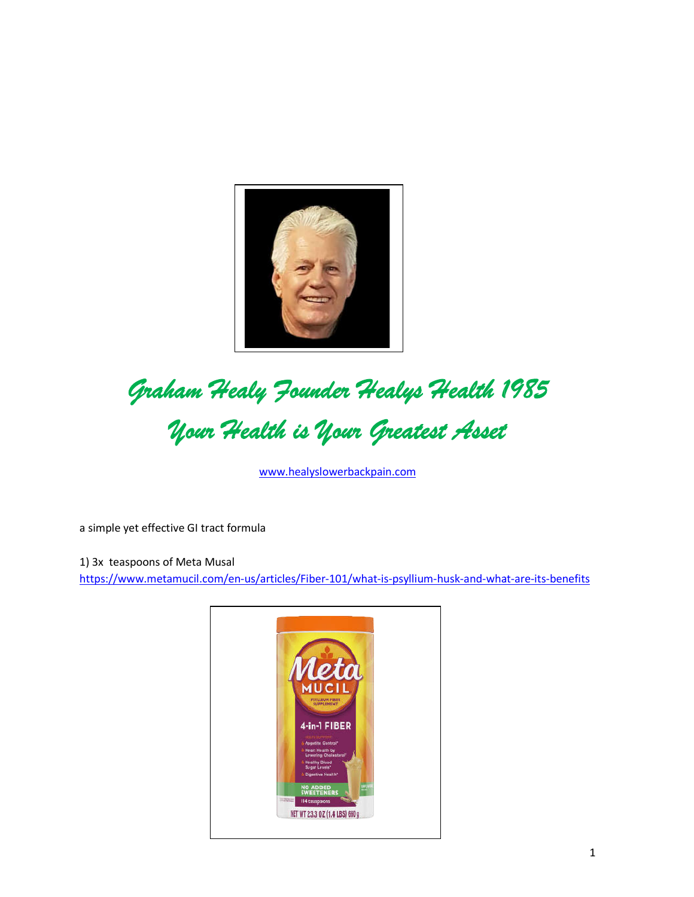# Graham Healy Founder Healys Health 1985

## Your Health is Your Greatest Asset

[www.healyslowerbackpain.com](http://www.healyslowerbackpain.com)

a simple yet effective GI tract formula

1) 3x teaspoons of Meta Musal
[https://www.metamucil.com/en-us/articles/Fiber-101/what-is-psyllium-husk-and-what-are-its-benefits](https://www.metamucil.com/en-us/articles/Fiber-101/what-is-psyllium-husk-and-what-are-its-benefits)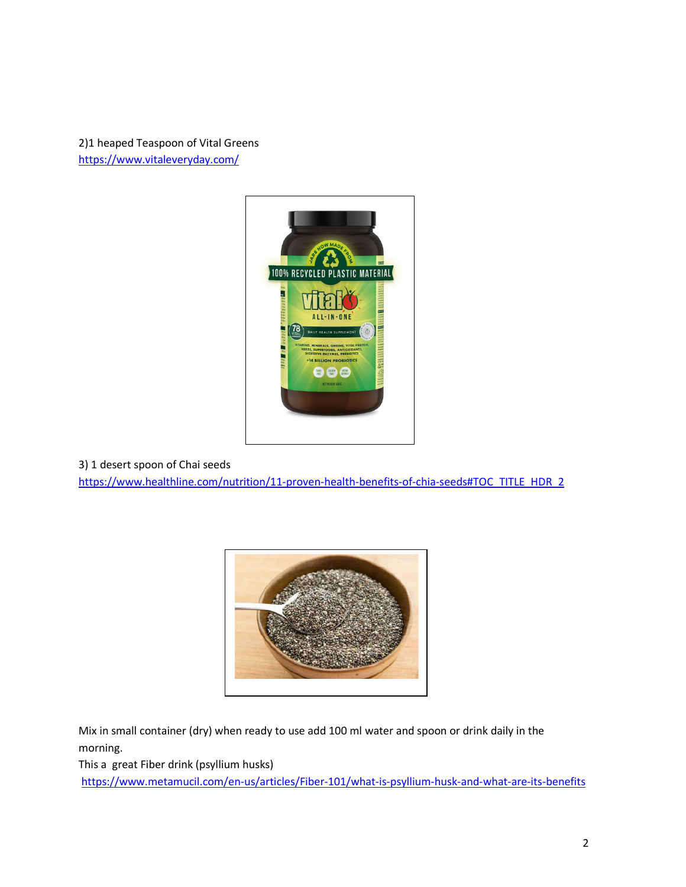2)1 heaped Teaspoon of Vital Greens
https://www.vitaleveryday.com/

3) 1 desert spoon of Chai seeds
https://www.healthline.com/nutrition/11-proven-health-benefits-of-chia-seeds#TOC_TITLE_HDR_2

Mix in small container (dry) when ready to use add 100 ml water and spoon or drink daily in the morning.
This a great Fiber drink (psyllium husks)
https://www.metamucil.com/en-us/articles/Fiber-101/what-is-psyllium-husk-and-what-are-its-benefits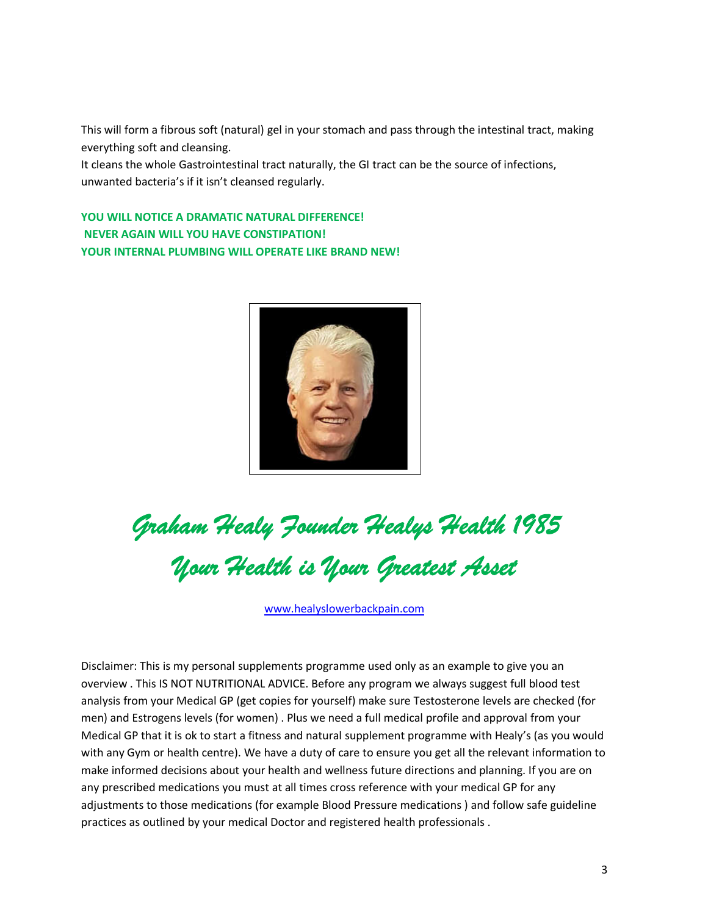This will form a fibrous soft (natural) gel in your stomach and pass through the intestinal tract, making everything soft and cleansing.
It cleans the whole Gastrointestinal tract naturally, the GI tract can be the source of infections, unwanted bacteria's if it isn't cleansed regularly.

**YOU WILL NOTICE A DRAMATIC NATURAL DIFFERENCE!**
**NEVER AGAIN WILL YOU HAVE CONSTIPATION!**
**YOUR INTERNAL PLUMBING WILL OPERATE LIKE BRAND NEW!**

*Graham Healy Founder Healys Health 1985*

*Your Health is Your Greatest Asset*

www.healyslowerbackpain.com

Disclaimer: This is my personal supplements programme used only as an example to give you an overview . This IS NOT NUTRITIONAL ADVICE. Before any program we always suggest full blood test analysis from your Medical GP (get copies for yourself) make sure Testosterone levels are checked (for men) and Estrogens levels (for women) . Plus we need a full medical profile and approval from your Medical GP that it is ok to start a fitness and natural supplement programme with Healy's (as you would with any Gym or health centre). We have a duty of care to ensure you get all the relevant information to make informed decisions about your health and wellness future directions and planning. If you are on any prescribed medications you must at all times cross reference with your medical GP for any adjustments to those medications (for example Blood Pressure medications ) and follow safe guideline practices as outlined by your medical Doctor and registered health professionals .